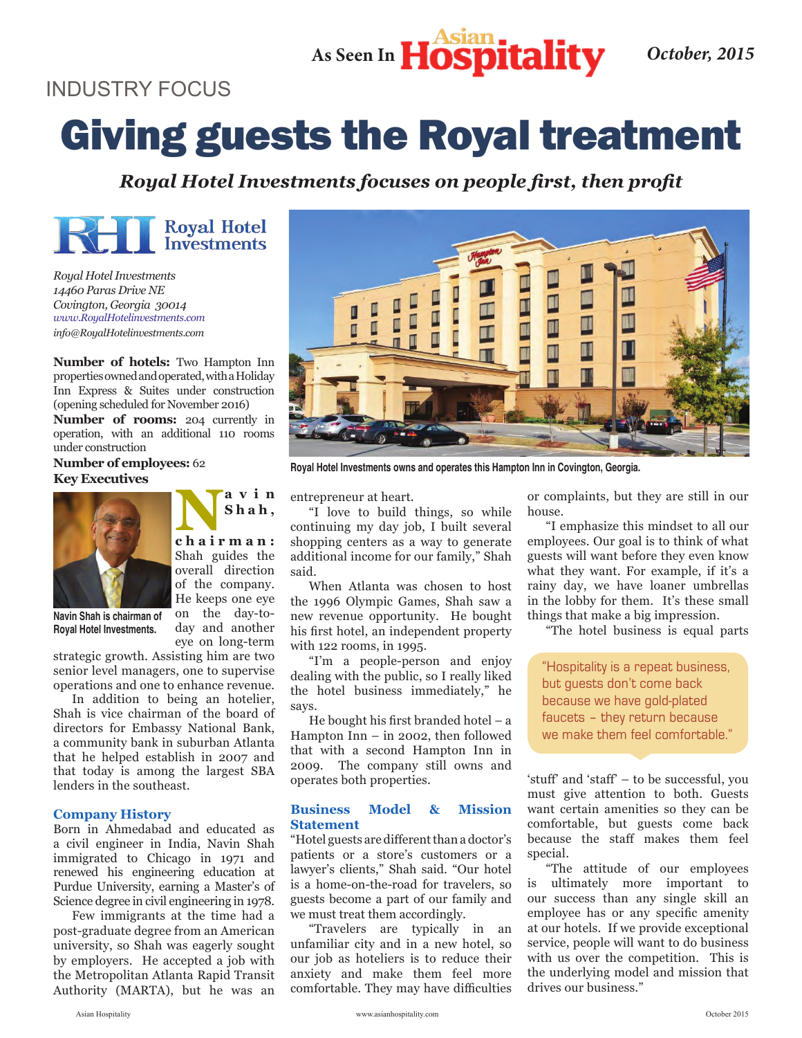As Seen In Asian Hospitality — October, 2015

INDUSTRY FOCUS

# Giving guests the Royal treatment

***Royal Hotel Investments focuses on people first, then profit***

Royal Hotel Investments

*Royal Hotel Investments*
*14460 Paras Drive NE*
*Covington, Georgia 30014*
*www.RoyalHotelinvestments.com*
*info@RoyalHotelinvestments.com*

**Number of hotels:** Two Hampton Inn properties owned and operated, with a Holiday Inn Express & Suites under construction (opening scheduled for November 2016)

**Number of rooms:** 204 currently in operation, with an additional 110 rooms under construction

**Number of employees:** 62

**Key Executives**

Navin Shah is chairman of Royal Hotel Investments.

**Navin Shah, chairman:** Shah guides the overall direction of the company. He keeps one eye on the day-to-day and another eye on long-term strategic growth. Assisting him are two senior level managers, one to supervise operations and one to enhance revenue.

In addition to being an hotelier, Shah is vice chairman of the board of directors for Embassy National Bank, a community bank in suburban Atlanta that he helped establish in 2007 and that today is among the largest SBA lenders in the southeast.

### Company History

Born in Ahmedabad and educated as a civil engineer in India, Navin Shah immigrated to Chicago in 1971 and renewed his engineering education at Purdue University, earning a Master's of Science degree in civil engineering in 1978.

Few immigrants at the time had a post-graduate degree from an American university, so Shah was eagerly sought by employers. He accepted a job with the Metropolitan Atlanta Rapid Transit Authority (MARTA), but he was an entrepreneur at heart.

"I love to build things, so while continuing my day job, I built several shopping centers as a way to generate additional income for our family," Shah said.

When Atlanta was chosen to host the 1996 Olympic Games, Shah saw a new revenue opportunity. He bought his first hotel, an independent property with 122 rooms, in 1995.

"I'm a people-person and enjoy dealing with the public, so I really liked the hotel business immediately," he says.

He bought his first branded hotel – a Hampton Inn – in 2002, then followed that with a second Hampton Inn in 2009. The company still owns and operates both properties.

Royal Hotel Investments owns and operates this Hampton Inn in Covington, Georgia.

### Business Model & Mission Statement

"Hotel guests are different than a doctor's patients or a store's customers or a lawyer's clients," Shah said. "Our hotel is a home-on-the-road for travelers, so guests become a part of our family and we must treat them accordingly.

"Travelers are typically in an unfamiliar city and in a new hotel, so our job as hoteliers is to reduce their anxiety and make them feel more comfortable. They may have difficulties or complaints, but they are still in our house.

"I emphasize this mindset to all our employees. Our goal is to think of what guests will want before they even know what they want. For example, if it's a rainy day, we have loaner umbrellas in the lobby for them. It's these small things that make a big impression.

"The hotel business is equal parts 'stuff' and 'staff' – to be successful, you must give attention to both. Guests want certain amenities so they can be comfortable, but guests come back because the staff makes them feel special.

> "Hospitality is a repeat business, but guests don't come back because we have gold-plated faucets – they return because we make them feel comfortable."

"The attitude of our employees is ultimately more important to our success than any single skill an employee has or any specific amenity at our hotels. If we provide exceptional service, people will want to do business with us over the competition. This is the underlying model and mission that drives our business."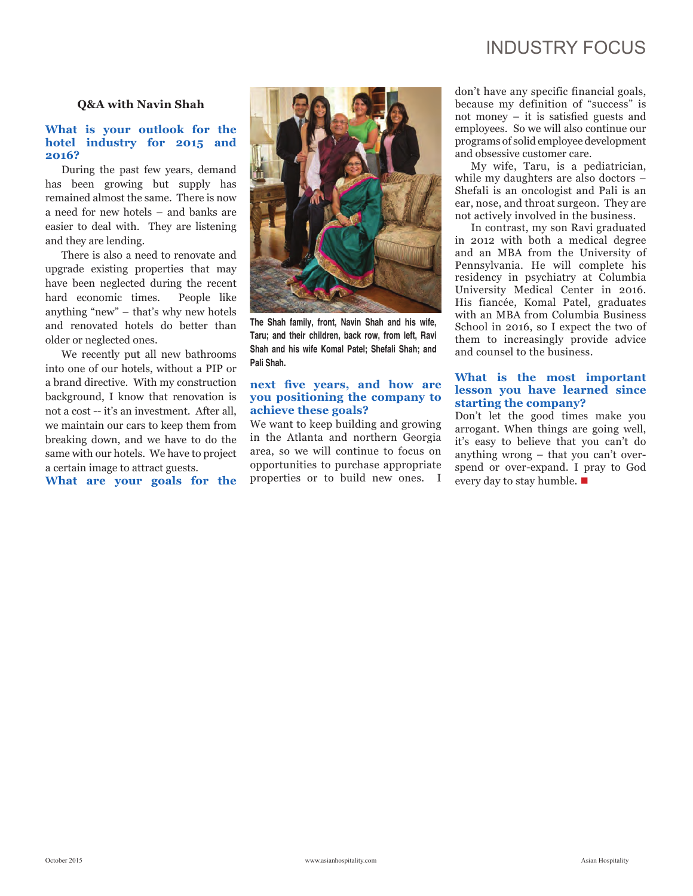**Q&A with Navin Shah**

### What is your outlook for the hotel industry for 2015 and 2016?

During the past few years, demand has been growing but supply has remained almost the same. There is now a need for new hotels – and banks are easier to deal with. They are listening and they are lending.

There is also a need to renovate and upgrade existing properties that may have been neglected during the recent hard economic times. People like anything "new" – that's why new hotels and renovated hotels do better than older or neglected ones.

We recently put all new bathrooms into one of our hotels, without a PIP or a brand directive. With my construction background, I know that renovation is not a cost -- it's an investment. After all, we maintain our cars to keep them from breaking down, and we have to do the same with our hotels. We have to project a certain image to attract guests.

The Shah family, front, Navin Shah and his wife, Taru; and their children, back row, from left, Ravi Shah and his wife Komal Patel; Shefali Shah; and Pali Shah.

### What are your goals for the next five years, and how are you positioning the company to achieve these goals?

We want to keep building and growing in the Atlanta and northern Georgia area, so we will continue to focus on opportunities to purchase appropriate properties or to build new ones. I don't have any specific financial goals, because my definition of "success" is not money – it is satisfied guests and employees. So we will also continue our programs of solid employee development and obsessive customer care.

My wife, Taru, is a pediatrician, while my daughters are also doctors – Shefali is an oncologist and Pali is an ear, nose, and throat surgeon. They are not actively involved in the business.

In contrast, my son Ravi graduated in 2012 with both a medical degree and an MBA from the University of Pennsylvania. He will complete his residency in psychiatry at Columbia University Medical Center in 2016. His fiancée, Komal Patel, graduates with an MBA from Columbia Business School in 2016, so I expect the two of them to increasingly provide advice and counsel to the business.

### What is the most important lesson you have learned since starting the company?

Don't let the good times make you arrogant. When things are going well, it's easy to believe that you can't do anything wrong – that you can't over-spend or over-expand. I pray to God every day to stay humble. ■